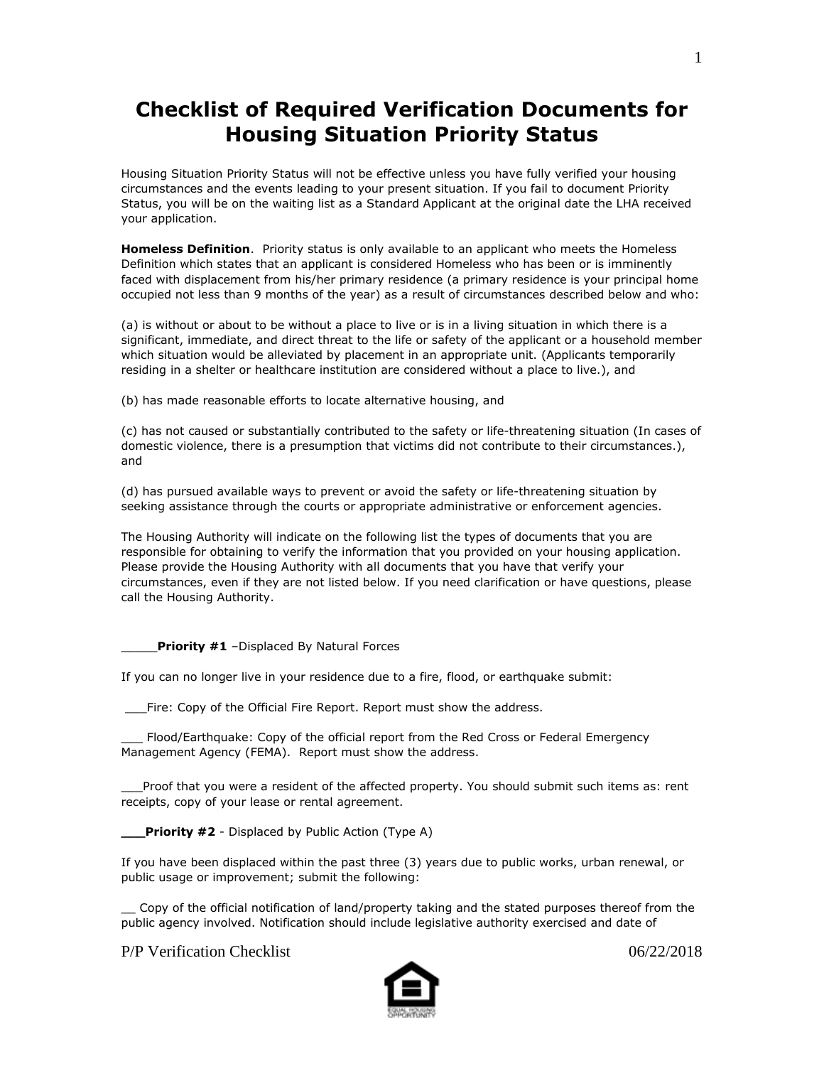# Checklist of Required Verification Documents for Housing Situation Priority Status

Housing Situation Priority Status will not be effective unless you have fully verified your housing circumstances and the events leading to your present situation. If you fail to document Priority Status, you will be on the waiting list as a Standard Applicant at the original date the LHA received your application.

**Homeless Definition**. Priority status is only available to an applicant who meets the Homeless Definition which states that an applicant is considered Homeless who has been or is imminently faced with displacement from his/her primary residence (a primary residence is your principal home occupied not less than 9 months of the year) as a result of circumstances described below and who:

(a) is without or about to be without a place to live or is in a living situation in which there is a significant, immediate, and direct threat to the life or safety of the applicant or a household member which situation would be alleviated by placement in an appropriate unit. (Applicants temporarily residing in a shelter or healthcare institution are considered without a place to live.), and

(b) has made reasonable efforts to locate alternative housing, and

(c) has not caused or substantially contributed to the safety or life-threatening situation (In cases of domestic violence, there is a presumption that victims did not contribute to their circumstances.), and

(d) has pursued available ways to prevent or avoid the safety or life-threatening situation by seeking assistance through the courts or appropriate administrative or enforcement agencies.

The Housing Authority will indicate on the following list the types of documents that you are responsible for obtaining to verify the information that you provided on your housing application. Please provide the Housing Authority with all documents that you have that verify your circumstances, even if they are not listed below. If you need clarification or have questions, please call the Housing Authority.

_____**Priority #1** –Displaced By Natural Forces

If you can no longer live in your residence due to a fire, flood, or earthquake submit:

___Fire: Copy of the Official Fire Report. Report must show the address.

___ Flood/Earthquake: Copy of the official report from the Red Cross or Federal Emergency Management Agency (FEMA). Report must show the address.

___Proof that you were a resident of the affected property. You should submit such items as: rent receipts, copy of your lease or rental agreement.

**___Priority #2** - Displaced by Public Action (Type A)

If you have been displaced within the past three (3) years due to public works, urban renewal, or public usage or improvement; submit the following:

__ Copy of the official notification of land/property taking and the stated purposes thereof from the public agency involved. Notification should include legislative authority exercised and date of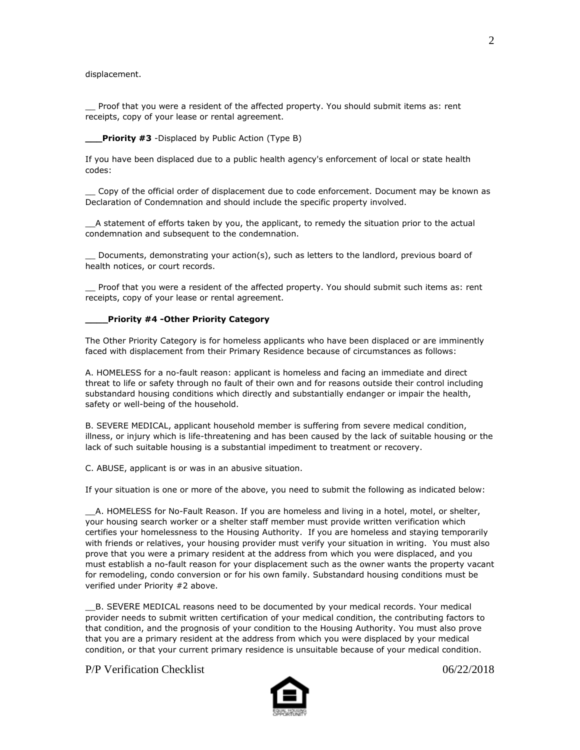displacement.

__ Proof that you were a resident of the affected property. You should submit items as: rent receipts, copy of your lease or rental agreement.

**___Priority #3** -Displaced by Public Action (Type B)

If you have been displaced due to a public health agency's enforcement of local or state health codes:

__ Copy of the official order of displacement due to code enforcement. Document may be known as Declaration of Condemnation and should include the specific property involved.

__A statement of efforts taken by you, the applicant, to remedy the situation prior to the actual condemnation and subsequent to the condemnation.

__ Documents, demonstrating your action(s), such as letters to the landlord, previous board of health notices, or court records.

__ Proof that you were a resident of the affected property. You should submit such items as: rent receipts, copy of your lease or rental agreement.

**____Priority #4 -Other Priority Category**

The Other Priority Category is for homeless applicants who have been displaced or are imminently faced with displacement from their Primary Residence because of circumstances as follows:

A. HOMELESS for a no-fault reason: applicant is homeless and facing an immediate and direct threat to life or safety through no fault of their own and for reasons outside their control including substandard housing conditions which directly and substantially endanger or impair the health, safety or well-being of the household.

B. SEVERE MEDICAL, applicant household member is suffering from severe medical condition, illness, or injury which is life-threatening and has been caused by the lack of suitable housing or the lack of such suitable housing is a substantial impediment to treatment or recovery.

C. ABUSE, applicant is or was in an abusive situation.

If your situation is one or more of the above, you need to submit the following as indicated below:

__A. HOMELESS for No-Fault Reason. If you are homeless and living in a hotel, motel, or shelter, your housing search worker or a shelter staff member must provide written verification which certifies your homelessness to the Housing Authority. If you are homeless and staying temporarily with friends or relatives, your housing provider must verify your situation in writing. You must also prove that you were a primary resident at the address from which you were displaced, and you must establish a no-fault reason for your displacement such as the owner wants the property vacant for remodeling, condo conversion or for his own family. Substandard housing conditions must be verified under Priority #2 above.

__B. SEVERE MEDICAL reasons need to be documented by your medical records. Your medical provider needs to submit written certification of your medical condition, the contributing factors to that condition, and the prognosis of your condition to the Housing Authority. You must also prove that you are a primary resident at the address from which you were displaced by your medical condition, or that your current primary residence is unsuitable because of your medical condition.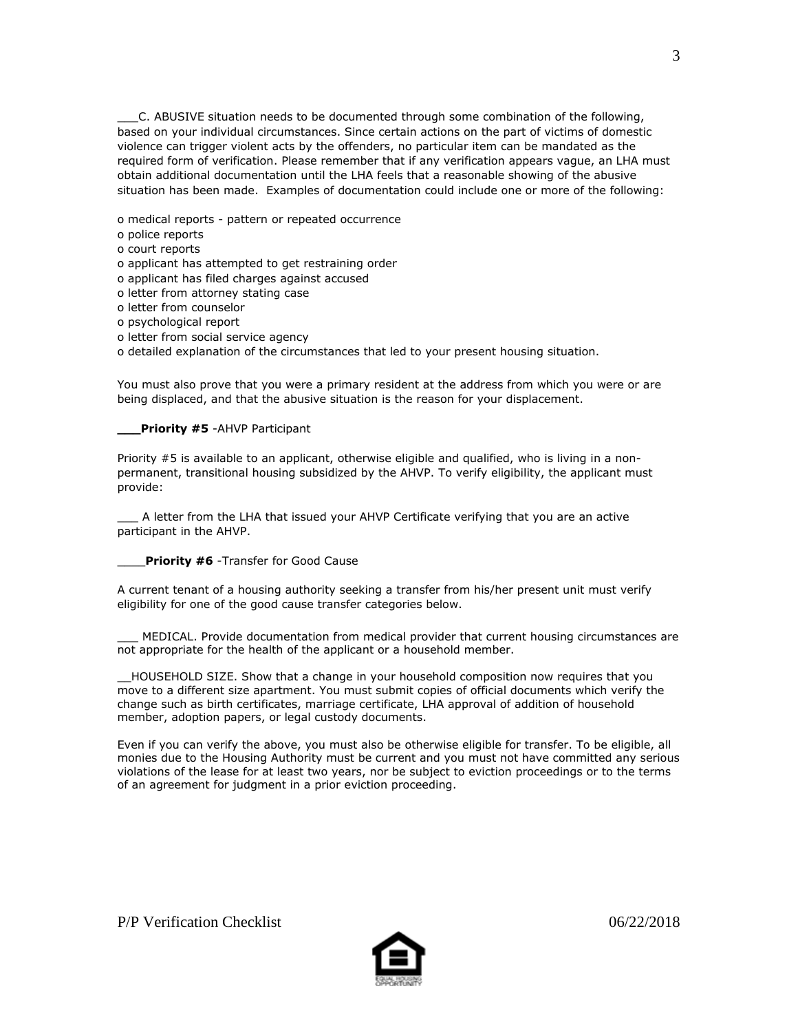___C. ABUSIVE situation needs to be documented through some combination of the following, based on your individual circumstances. Since certain actions on the part of victims of domestic violence can trigger violent acts by the offenders, no particular item can be mandated as the required form of verification. Please remember that if any verification appears vague, an LHA must obtain additional documentation until the LHA feels that a reasonable showing of the abusive situation has been made. Examples of documentation could include one or more of the following:

- medical reports - pattern or repeated occurrence
- police reports
- court reports
- applicant has attempted to get restraining order
- applicant has filed charges against accused
- letter from attorney stating case
- letter from counselor
- psychological report
- letter from social service agency
- detailed explanation of the circumstances that led to your present housing situation.

You must also prove that you were a primary resident at the address from which you were or are being displaced, and that the abusive situation is the reason for your displacement.

___**Priority #5** -AHVP Participant

Priority #5 is available to an applicant, otherwise eligible and qualified, who is living in a non-permanent, transitional housing subsidized by the AHVP. To verify eligibility, the applicant must provide:

___ A letter from the LHA that issued your AHVP Certificate verifying that you are an active participant in the AHVP.

____**Priority #6** -Transfer for Good Cause

A current tenant of a housing authority seeking a transfer from his/her present unit must verify eligibility for one of the good cause transfer categories below.

___ MEDICAL. Provide documentation from medical provider that current housing circumstances are not appropriate for the health of the applicant or a household member.

__HOUSEHOLD SIZE. Show that a change in your household composition now requires that you move to a different size apartment. You must submit copies of official documents which verify the change such as birth certificates, marriage certificate, LHA approval of addition of household member, adoption papers, or legal custody documents.

Even if you can verify the above, you must also be otherwise eligible for transfer. To be eligible, all monies due to the Housing Authority must be current and you must not have committed any serious violations of the lease for at least two years, nor be subject to eviction proceedings or to the terms of an agreement for judgment in a prior eviction proceeding.